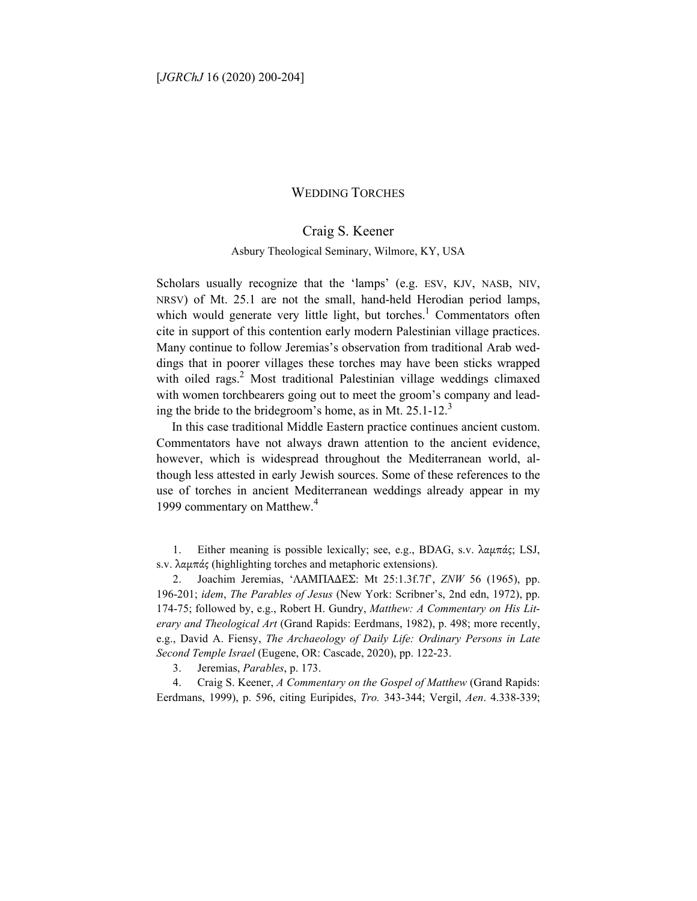# WEDDING TORCHES

Craig S. Keener

Asbury Theological Seminary, Wilmore, KY, USA

Scholars usually recognize that the 'lamps' (e.g. ESV, KJV, NASB, NIV, NRSV) of Mt. 25.1 are not the small, hand-held Herodian period lamps, which would generate very little light, but torches.[1] Commentators often cite in support of this contention early modern Palestinian village practices. Many continue to follow Jeremias's observation from traditional Arab weddings that in poorer villages these torches may have been sticks wrapped with oiled rags.[2] Most traditional Palestinian village weddings climaxed with women torchbearers going out to meet the groom's company and leading the bride to the bridegroom's home, as in Mt. 25.1-12.[3]

In this case traditional Middle Eastern practice continues ancient custom. Commentators have not always drawn attention to the ancient evidence, however, which is widespread throughout the Mediterranean world, although less attested in early Jewish sources. Some of these references to the use of torches in ancient Mediterranean weddings already appear in my 1999 commentary on Matthew.[4]

---

1. Either meaning is possible lexically; see, e.g., BDAG, s.v. λαμπάς; LSJ, s.v. λαμπάς (highlighting torches and metaphoric extensions).

2. Joachim Jeremias, 'ΛΑΜΠΑΔΕΣ: Mt 25:1.3f.7f', *ZNW* 56 (1965), pp. 196-201; *idem*, *The Parables of Jesus* (New York: Scribner's, 2nd edn, 1972), pp. 174-75; followed by, e.g., Robert H. Gundry, *Matthew: A Commentary on His Literary and Theological Art* (Grand Rapids: Eerdmans, 1982), p. 498; more recently, e.g., David A. Fiensy, *The Archaeology of Daily Life: Ordinary Persons in Late Second Temple Israel* (Eugene, OR: Cascade, 2020), pp. 122-23.

3. Jeremias, *Parables*, p. 173.

4. Craig S. Keener, *A Commentary on the Gospel of Matthew* (Grand Rapids: Eerdmans, 1999), p. 596, citing Euripides, *Tro.* 343-344; Vergil, *Aen*. 4.338-339;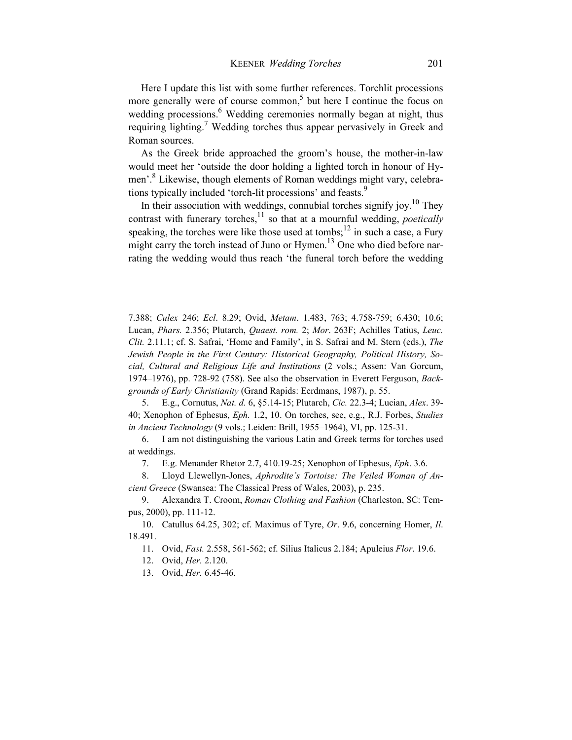Here I update this list with some further references. Torchlit processions more generally were of course common,[5] but here I continue the focus on wedding processions.[6] Wedding ceremonies normally began at night, thus requiring lighting.[7] Wedding torches thus appear pervasively in Greek and Roman sources.

As the Greek bride approached the groom's house, the mother-in-law would meet her 'outside the door holding a lighted torch in honour of Hymen'.[8] Likewise, though elements of Roman weddings might vary, celebrations typically included 'torch-lit processions' and feasts.[9]

In their association with weddings, connubial torches signify joy.[10] They contrast with funerary torches,[11] so that at a mournful wedding, *poetically* speaking, the torches were like those used at tombs;[12] in such a case, a Fury might carry the torch instead of Juno or Hymen.[13] One who died before narrating the wedding would thus reach 'the funeral torch before the wedding

7.388; *Culex* 246; *Ecl*. 8.29; Ovid, *Metam*. 1.483, 763; 4.758-759; 6.430; 10.6; Lucan, *Phars.* 2.356; Plutarch, *Quaest. rom.* 2; *Mor*. 263F; Achilles Tatius, *Leuc. Clit.* 2.11.1; cf. S. Safrai, 'Home and Family', in S. Safrai and M. Stern (eds.), *The Jewish People in the First Century: Historical Geography, Political History, Social, Cultural and Religious Life and Institutions* (2 vols.; Assen: Van Gorcum, 1974–1976), pp. 728-92 (758). See also the observation in Everett Ferguson, *Backgrounds of Early Christianity* (Grand Rapids: Eerdmans, 1987), p. 55.

5. E.g., Cornutus, *Nat. d.* 6, §5.14-15; Plutarch, *Cic.* 22.3-4; Lucian, *Alex*. 39-40; Xenophon of Ephesus, *Eph.* 1.2, 10. On torches, see, e.g., R.J. Forbes, *Studies in Ancient Technology* (9 vols.; Leiden: Brill, 1955–1964), VI, pp. 125-31.

6. I am not distinguishing the various Latin and Greek terms for torches used at weddings.

7. E.g. Menander Rhetor 2.7, 410.19-25; Xenophon of Ephesus, *Eph*. 3.6.

8. Lloyd Llewellyn-Jones, *Aphrodite's Tortoise: The Veiled Woman of Ancient Greece* (Swansea: The Classical Press of Wales, 2003), p. 235.

9. Alexandra T. Croom, *Roman Clothing and Fashion* (Charleston, SC: Tempus, 2000), pp. 111-12.

10. Catullus 64.25, 302; cf. Maximus of Tyre, *Or*. 9.6, concerning Homer, *Il*. 18.491.

11. Ovid, *Fast.* 2.558, 561-562; cf. Silius Italicus 2.184; Apuleius *Flor*. 19.6.

12. Ovid, *Her.* 2.120.

13. Ovid, *Her.* 6.45-46.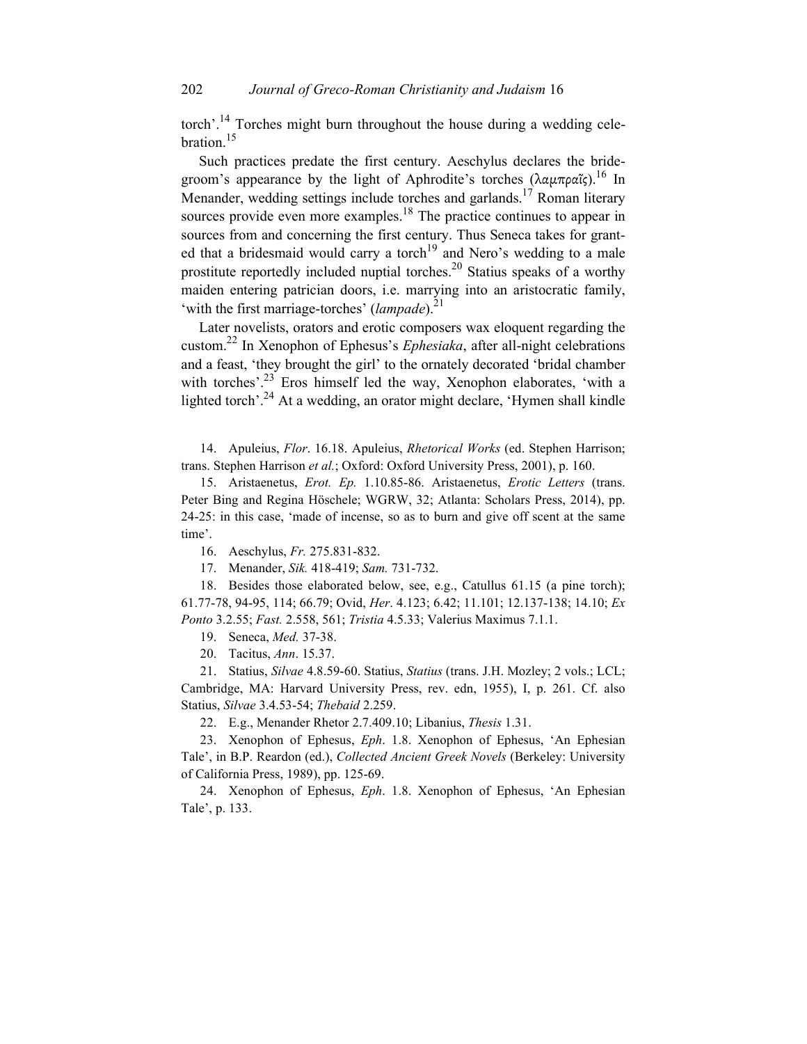torch'.[14] Torches might burn throughout the house during a wedding celebration.[15]

Such practices predate the first century. Aeschylus declares the bridegroom's appearance by the light of Aphrodite's torches (λαμπραῖς).[16] In Menander, wedding settings include torches and garlands.[17] Roman literary sources provide even more examples.[18] The practice continues to appear in sources from and concerning the first century. Thus Seneca takes for granted that a bridesmaid would carry a torch[19] and Nero's wedding to a male prostitute reportedly included nuptial torches.[20] Statius speaks of a worthy maiden entering patrician doors, i.e. marrying into an aristocratic family, 'with the first marriage-torches' (*lampade*).[21]

Later novelists, orators and erotic composers wax eloquent regarding the custom.[22] In Xenophon of Ephesus's *Ephesiaka*, after all-night celebrations and a feast, 'they brought the girl' to the ornately decorated 'bridal chamber with torches'.[23] Eros himself led the way, Xenophon elaborates, 'with a lighted torch'.[24] At a wedding, an orator might declare, 'Hymen shall kindle

14. Apuleius, *Flor*. 16.18. Apuleius, *Rhetorical Works* (ed. Stephen Harrison; trans. Stephen Harrison *et al.*; Oxford: Oxford University Press, 2001), p. 160.

15. Aristaenetus, *Erot. Ep.* 1.10.85-86. Aristaenetus, *Erotic Letters* (trans. Peter Bing and Regina Höschele; WGRW, 32; Atlanta: Scholars Press, 2014), pp. 24-25: in this case, 'made of incense, so as to burn and give off scent at the same time'.

16. Aeschylus, *Fr.* 275.831-832.

17. Menander, *Sik.* 418-419; *Sam.* 731-732.

18. Besides those elaborated below, see, e.g., Catullus 61.15 (a pine torch); 61.77-78, 94-95, 114; 66.79; Ovid, *Her*. 4.123; 6.42; 11.101; 12.137-138; 14.10; *Ex Ponto* 3.2.55; *Fast.* 2.558, 561; *Tristia* 4.5.33; Valerius Maximus 7.1.1.

19. Seneca, *Med.* 37-38.

20. Tacitus, *Ann*. 15.37.

21. Statius, *Silvae* 4.8.59-60. Statius, *Statius* (trans. J.H. Mozley; 2 vols.; LCL; Cambridge, MA: Harvard University Press, rev. edn, 1955), I, p. 261. Cf. also Statius, *Silvae* 3.4.53-54; *Thebaid* 2.259.

22. E.g., Menander Rhetor 2.7.409.10; Libanius, *Thesis* 1.31.

23. Xenophon of Ephesus, *Eph*. 1.8. Xenophon of Ephesus, 'An Ephesian Tale', in B.P. Reardon (ed.), *Collected Ancient Greek Novels* (Berkeley: University of California Press, 1989), pp. 125-69.

24. Xenophon of Ephesus, *Eph*. 1.8. Xenophon of Ephesus, 'An Ephesian Tale', p. 133.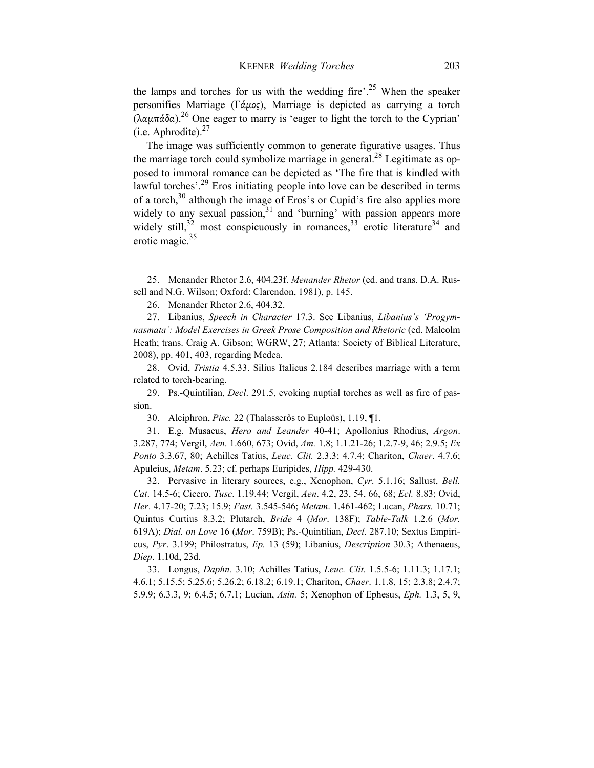the lamps and torches for us with the wedding fire'.[25] When the speaker personifies Marriage (Γάμος), Marriage is depicted as carrying a torch (λαμπάδα).[26] One eager to marry is 'eager to light the torch to the Cyprian' (i.e. Aphrodite).[27]

The image was sufficiently common to generate figurative usages. Thus the marriage torch could symbolize marriage in general.[28] Legitimate as opposed to immoral romance can be depicted as 'The fire that is kindled with lawful torches'.[29] Eros initiating people into love can be described in terms of a torch,[30] although the image of Eros's or Cupid's fire also applies more widely to any sexual passion,[31] and 'burning' with passion appears more widely still,[32] most conspicuously in romances,[33] erotic literature[34] and erotic magic.[35]

25. Menander Rhetor 2.6, 404.23f. *Menander Rhetor* (ed. and trans. D.A. Russell and N.G. Wilson; Oxford: Clarendon, 1981), p. 145.

26. Menander Rhetor 2.6, 404.32.

27. Libanius, *Speech in Character* 17.3. See Libanius, *Libanius's 'Progymnasmata': Model Exercises in Greek Prose Composition and Rhetoric* (ed. Malcolm Heath; trans. Craig A. Gibson; WGRW, 27; Atlanta: Society of Biblical Literature, 2008), pp. 401, 403, regarding Medea.

28. Ovid, *Tristia* 4.5.33. Silius Italicus 2.184 describes marriage with a term related to torch-bearing.

29. Ps.-Quintilian, *Decl*. 291.5, evoking nuptial torches as well as fire of passion.

30. Alciphron, *Pisc.* 22 (Thalasserôs to Euploüs), 1.19, ¶1.

31. E.g. Musaeus, *Hero and Leander* 40-41; Apollonius Rhodius, *Argon*. 3.287, 774; Vergil, *Aen*. 1.660, 673; Ovid, *Am.* 1.8; 1.1.21-26; 1.2.7-9, 46; 2.9.5; *Ex Ponto* 3.3.67, 80; Achilles Tatius, *Leuc. Clit.* 2.3.3; 4.7.4; Chariton, *Chaer*. 4.7.6; Apuleius, *Metam*. 5.23; cf. perhaps Euripides, *Hipp.* 429-430.

32. Pervasive in literary sources, e.g., Xenophon, *Cyr*. 5.1.16; Sallust, *Bell. Cat*. 14.5-6; Cicero, *Tusc*. 1.19.44; Vergil, *Aen*. 4.2, 23, 54, 66, 68; *Ecl.* 8.83; Ovid, *Her*. 4.17-20; 7.23; 15.9; *Fast.* 3.545-546; *Metam*. 1.461-462; Lucan, *Phars.* 10.71; Quintus Curtius 8.3.2; Plutarch, *Bride* 4 (*Mor*. 138F); *Table-Talk* 1.2.6 (*Mor.* 619A); *Dial. on Love* 16 (*Mor*. 759B); Ps.-Quintilian, *Decl*. 287.10; Sextus Empiricus, *Pyr*. 3.199; Philostratus, *Ep.* 13 (59); Libanius, *Description* 30.3; Athenaeus, *Diep*. 1.10d, 23d.

33. Longus, *Daphn.* 3.10; Achilles Tatius, *Leuc. Clit.* 1.5.5-6; 1.11.3; 1.17.1; 4.6.1; 5.15.5; 5.25.6; 5.26.2; 6.18.2; 6.19.1; Chariton, *Chaer*. 1.1.8, 15; 2.3.8; 2.4.7; 5.9.9; 6.3.3, 9; 6.4.5; 6.7.1; Lucian, *Asin.* 5; Xenophon of Ephesus, *Eph.* 1.3, 5, 9,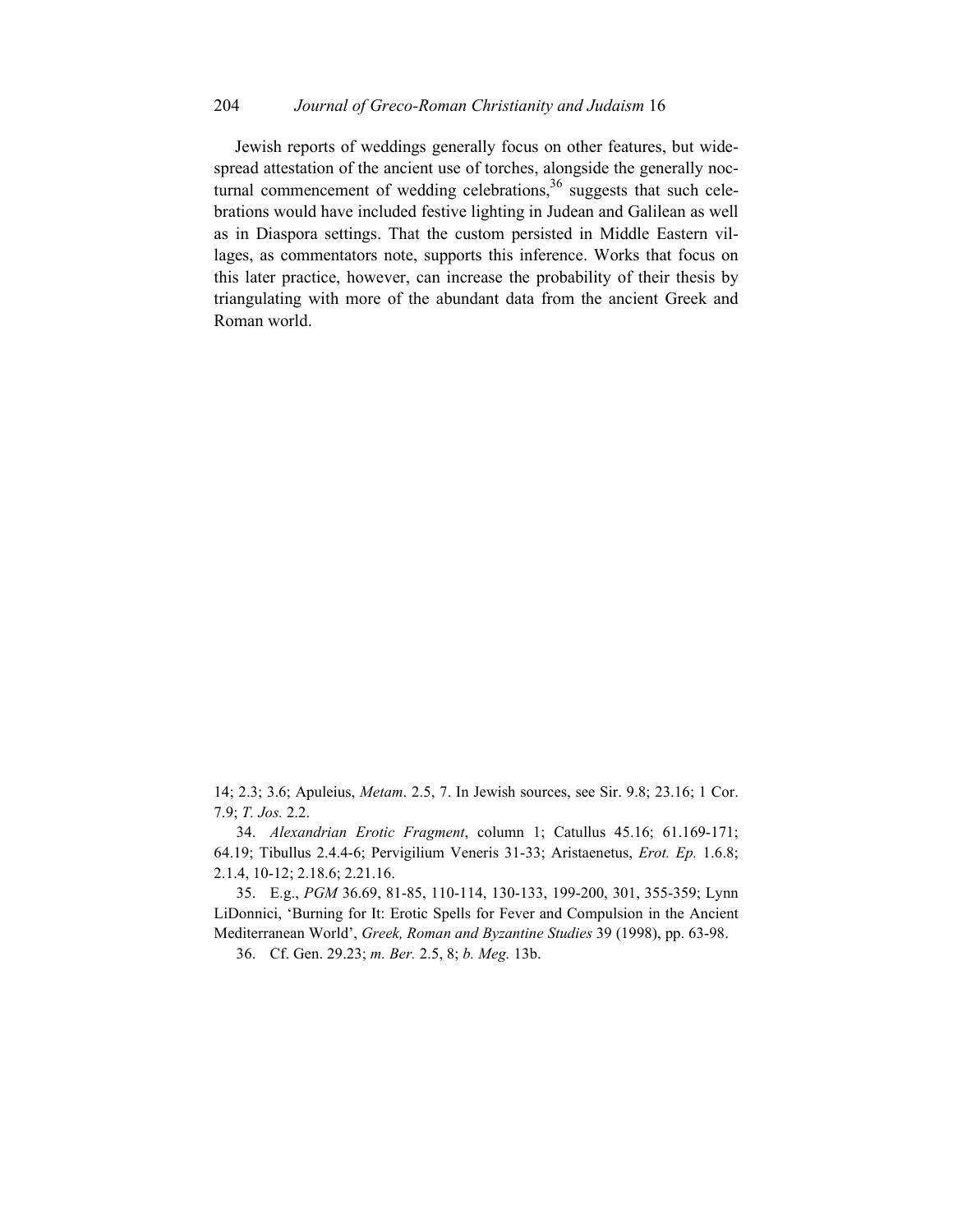Jewish reports of weddings generally focus on other features, but widespread attestation of the ancient use of torches, alongside the generally nocturnal commencement of wedding celebrations,[36] suggests that such celebrations would have included festive lighting in Judean and Galilean as well as in Diaspora settings. That the custom persisted in Middle Eastern villages, as commentators note, supports this inference. Works that focus on this later practice, however, can increase the probability of their thesis by triangulating with more of the abundant data from the ancient Greek and Roman world.

14; 2.3; 3.6; Apuleius, *Metam*. 2.5, 7. In Jewish sources, see Sir. 9.8; 23.16; 1 Cor. 7.9; *T. Jos.* 2.2.

34. *Alexandrian Erotic Fragment*, column 1; Catullus 45.16; 61.169-171; 64.19; Tibullus 2.4.4-6; Pervigilium Veneris 31-33; Aristaenetus, *Erot. Ep.* 1.6.8; 2.1.4, 10-12; 2.18.6; 2.21.16.

35. E.g., *PGM* 36.69, 81-85, 110-114, 130-133, 199-200, 301, 355-359; Lynn LiDonnici, 'Burning for It: Erotic Spells for Fever and Compulsion in the Ancient Mediterranean World', *Greek, Roman and Byzantine Studies* 39 (1998), pp. 63-98.

36. Cf. Gen. 29.23; *m. Ber.* 2.5, 8; *b. Meg.* 13b.